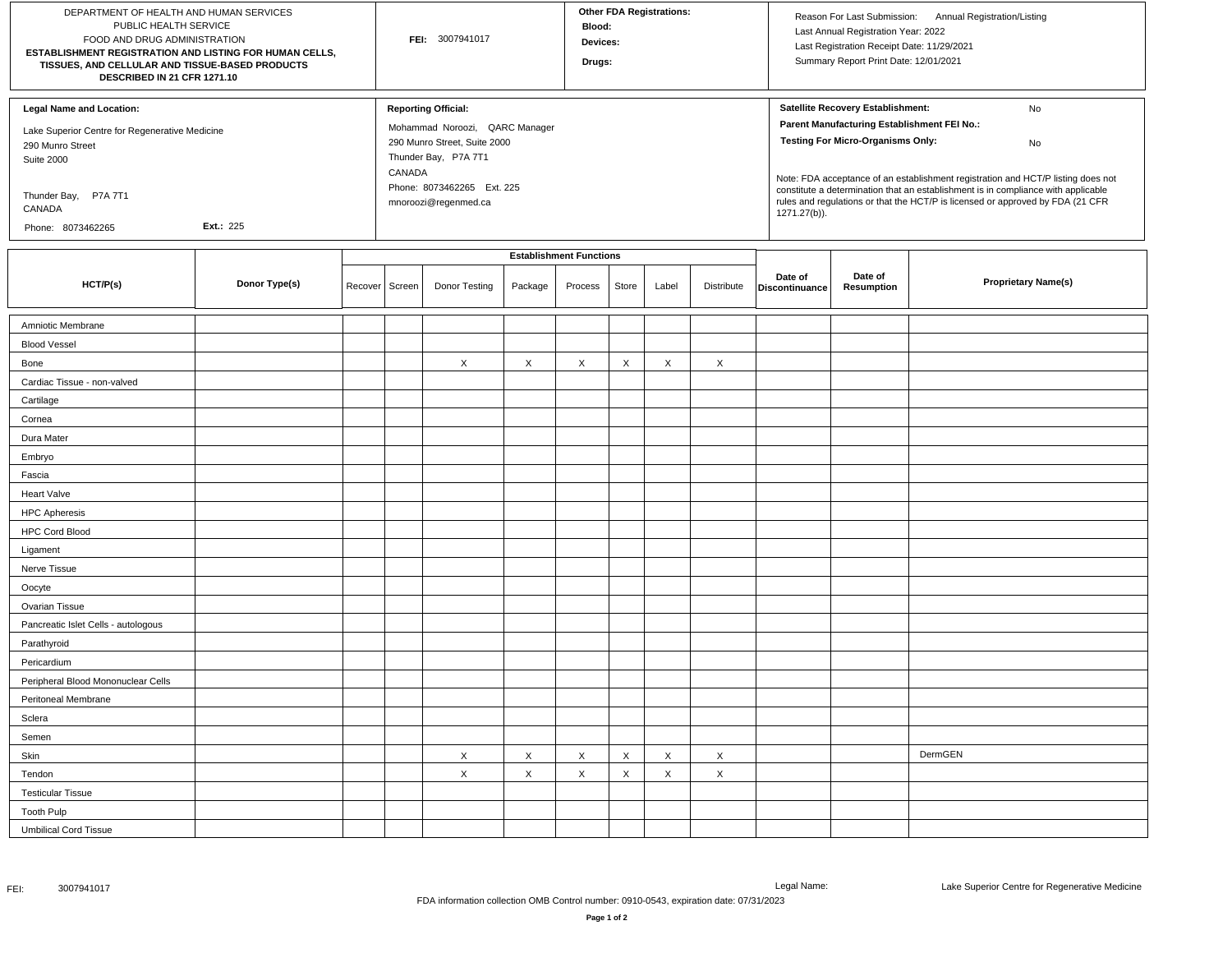DEPARTMENT OF HEALTH AND HUMAN SERVICES
PUBLIC HEALTH SERVICE
FOOD AND DRUG ADMINISTRATION

**ESTABLISHMENT REGISTRATION AND LISTING FOR HUMAN CELLS, TISSUES, AND CELLULAR AND TISSUE-BASED PRODUCTS DESCRIBED IN 21 CFR 1271.10**

**FEI:** 3007941017

**Other FDA Registrations:**
**Blood:**
**Devices:**
**Drugs:**

Reason For Last Submission: Annual Registration/Listing
Last Annual Registration Year: 2022
Last Registration Receipt Date: 11/29/2021
Summary Report Print Date: 12/01/2021

**Legal Name and Location:**

Lake Superior Centre for Regenerative Medicine
290 Munro Street
Suite 2000

Thunder Bay, P7A 7T1
CANADA
Phone: 8073462265 **Ext.:** 225

**Reporting Official:**

Mohammad Noroozi, QARC Manager
290 Munro Street, Suite 2000
Thunder Bay, P7A 7T1
CANADA
Phone: 8073462265 Ext. 225
mnoroozi@regenmed.ca

**Satellite Recovery Establishment:** No
**Parent Manufacturing Establishment FEI No.:**
**Testing For Micro-Organisms Only:** No

Note: FDA acceptance of an establishment registration and HCT/P listing does not constitute a determination that an establishment is in compliance with applicable rules and regulations or that the HCT/P is licensed or approved by FDA (21 CFR 1271.27(b)).

| HCT/P(s) | Donor Type(s) | Establishment Functions | | | | | | | | Date of Discontinuance | Date of Resumption | Proprietary Name(s) |
|---|---|---|---|---|---|---|---|---|---|---|---|---|
| | | Recover | Screen | Donor Testing | Package | Process | Store | Label | Distribute | | | |
| Amniotic Membrane | | | | | | | | | | | | |
| Blood Vessel | | | | | | | | | | | | |
| Bone | | | | X | X | X | X | X | X | | | |
| Cardiac Tissue - non-valved | | | | | | | | | | | | |
| Cartilage | | | | | | | | | | | | |
| Cornea | | | | | | | | | | | | |
| Dura Mater | | | | | | | | | | | | |
| Embryo | | | | | | | | | | | | |
| Fascia | | | | | | | | | | | | |
| Heart Valve | | | | | | | | | | | | |
| HPC Apheresis | | | | | | | | | | | | |
| HPC Cord Blood | | | | | | | | | | | | |
| Ligament | | | | | | | | | | | | |
| Nerve Tissue | | | | | | | | | | | | |
| Oocyte | | | | | | | | | | | | |
| Ovarian Tissue | | | | | | | | | | | | |
| Pancreatic Islet Cells - autologous | | | | | | | | | | | | |
| Parathyroid | | | | | | | | | | | | |
| Pericardium | | | | | | | | | | | | |
| Peripheral Blood Mononuclear Cells | | | | | | | | | | | | |
| Peritoneal Membrane | | | | | | | | | | | | |
| Sclera | | | | | | | | | | | | |
| Semen | | | | | | | | | | | | |
| Skin | | | | X | X | X | X | X | X | | | DermGEN |
| Tendon | | | | X | X | X | X | X | X | | | |
| Testicular Tissue | | | | | | | | | | | | |
| Tooth Pulp | | | | | | | | | | | | |
| Umbilical Cord Tissue | | | | | | | | | | | | |

FDA information collection OMB Control number: 0910-0543, expiration date: 07/31/2023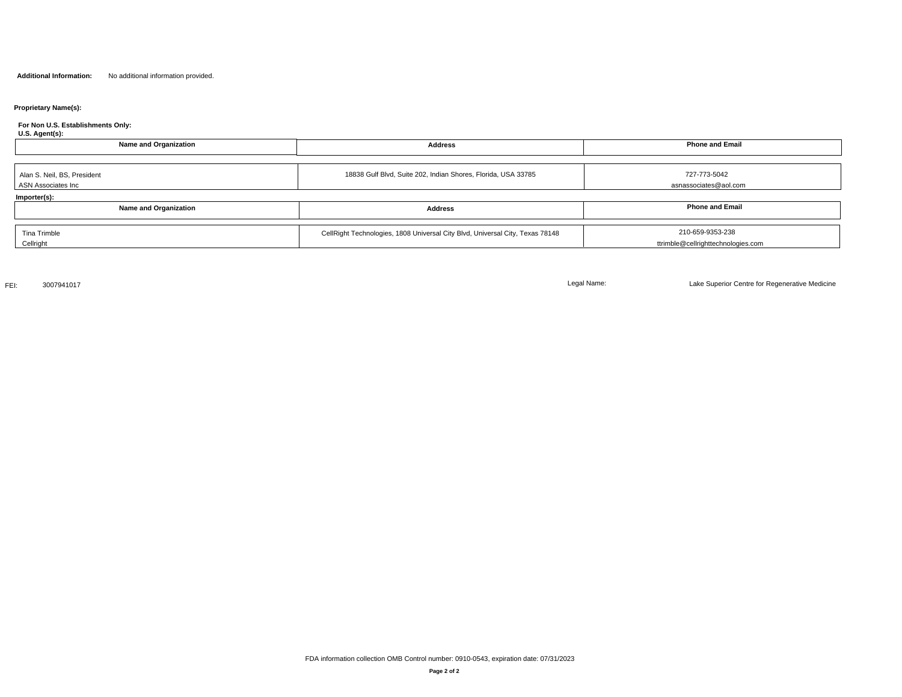**Additional Information:** No additional information provided.

**Proprietary Name(s):**

**For Non U.S. Establishments Only:**

**U.S. Agent(s):**

| Name and Organization | Address | Phone and Email |
|---|---|---|
| Alan S. Neil, BS, President<br>ASN Associates Inc | 18838 Gulf Blvd, Suite 202, Indian Shores, Florida, USA 33785 | 727-773-5042<br>asnassociates@aol.com |

**Importer(s):**

| Name and Organization | Address | Phone and Email |
|---|---|---|
| Tina Trimble<br>Cellright | CellRight Technologies, 1808 Universal City Blvd, Universal City, Texas 78148 | 210-659-9353-238<br>ttrimble@cellrighttechnologies.com |

FEI: 3007941017

Legal Name: Lake Superior Centre for Regenerative Medicine

FDA information collection OMB Control number: 0910-0543, expiration date: 07/31/2023